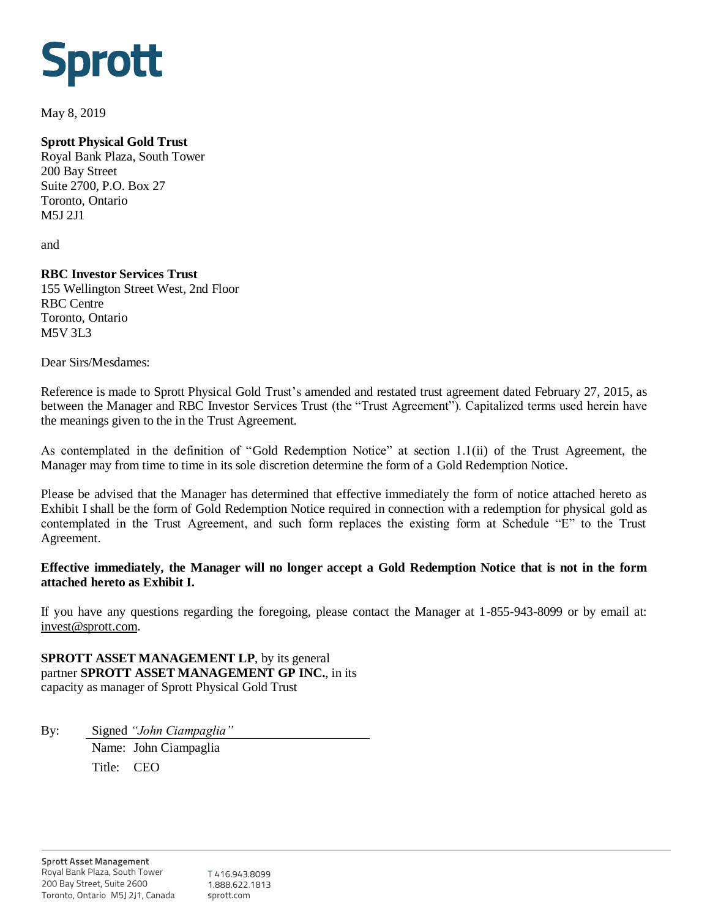# Sprott

May 8, 2019

**Sprott Physical Gold Trust**
Royal Bank Plaza, South Tower
200 Bay Street
Suite 2700, P.O. Box 27
Toronto, Ontario
M5J 2J1

and

**RBC Investor Services Trust**
155 Wellington Street West, 2nd Floor
RBC Centre
Toronto, Ontario
M5V 3L3

Dear Sirs/Mesdames:

Reference is made to Sprott Physical Gold Trust's amended and restated trust agreement dated February 27, 2015, as between the Manager and RBC Investor Services Trust (the "Trust Agreement"). Capitalized terms used herein have the meanings given to the in the Trust Agreement.

As contemplated in the definition of "Gold Redemption Notice" at section 1.1(ii) of the Trust Agreement, the Manager may from time to time in its sole discretion determine the form of a Gold Redemption Notice.

Please be advised that the Manager has determined that effective immediately the form of notice attached hereto as Exhibit I shall be the form of Gold Redemption Notice required in connection with a redemption for physical gold as contemplated in the Trust Agreement, and such form replaces the existing form at Schedule "E" to the Trust Agreement.

**Effective immediately, the Manager will no longer accept a Gold Redemption Notice that is not in the form attached hereto as Exhibit I.**

If you have any questions regarding the foregoing, please contact the Manager at 1-855-943-8099 or by email at: invest@sprott.com.

**SPROTT ASSET MANAGEMENT LP**, by its general partner **SPROTT ASSET MANAGEMENT GP INC.**, in its capacity as manager of Sprott Physical Gold Trust

By: Signed *"John Ciampaglia"*
Name: John Ciampaglia
Title: CEO

**Sprott Asset Management**
Royal Bank Plaza, South Tower
200 Bay Street, Suite 2600
Toronto, Ontario M5J 2J1, Canada

T 416.943.8099
1.888.622.1813
sprott.com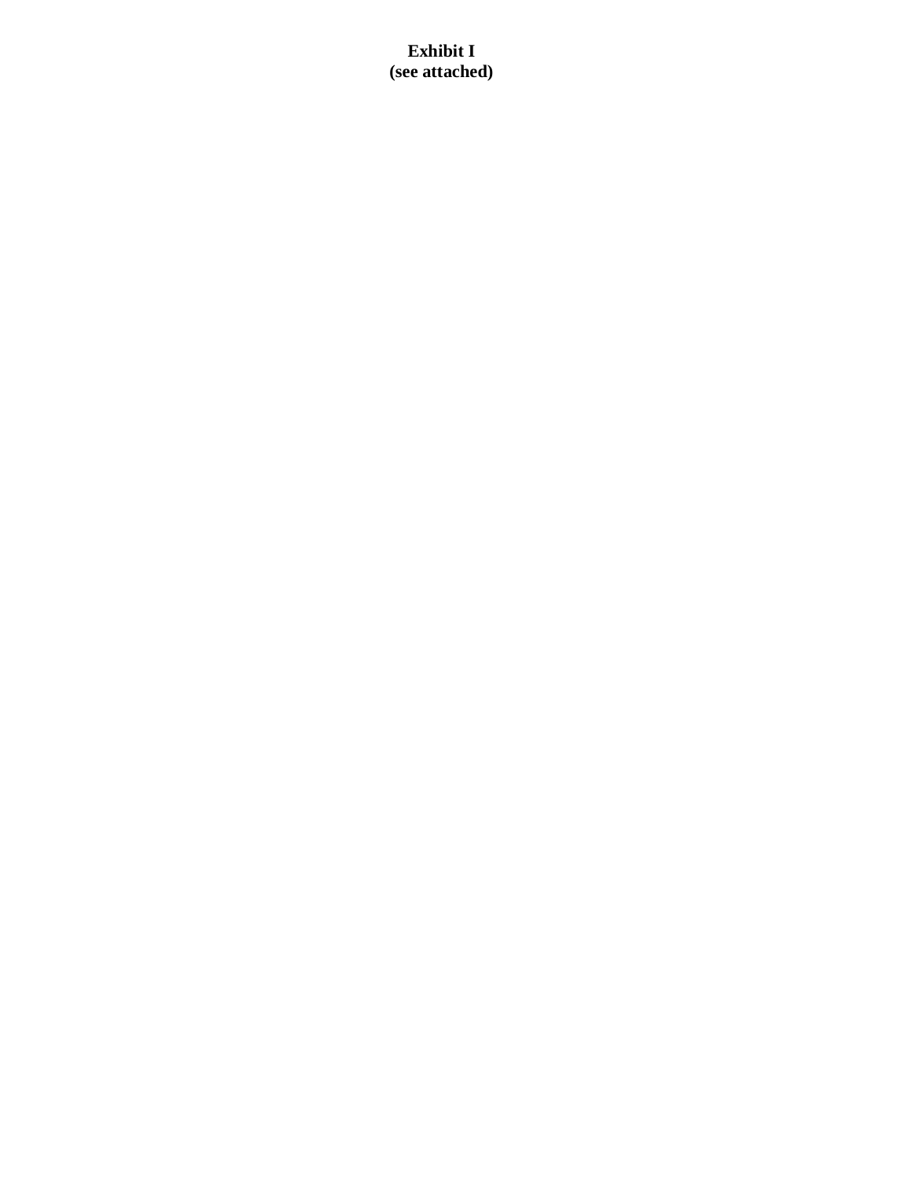**Exhibit I**
**(see attached)**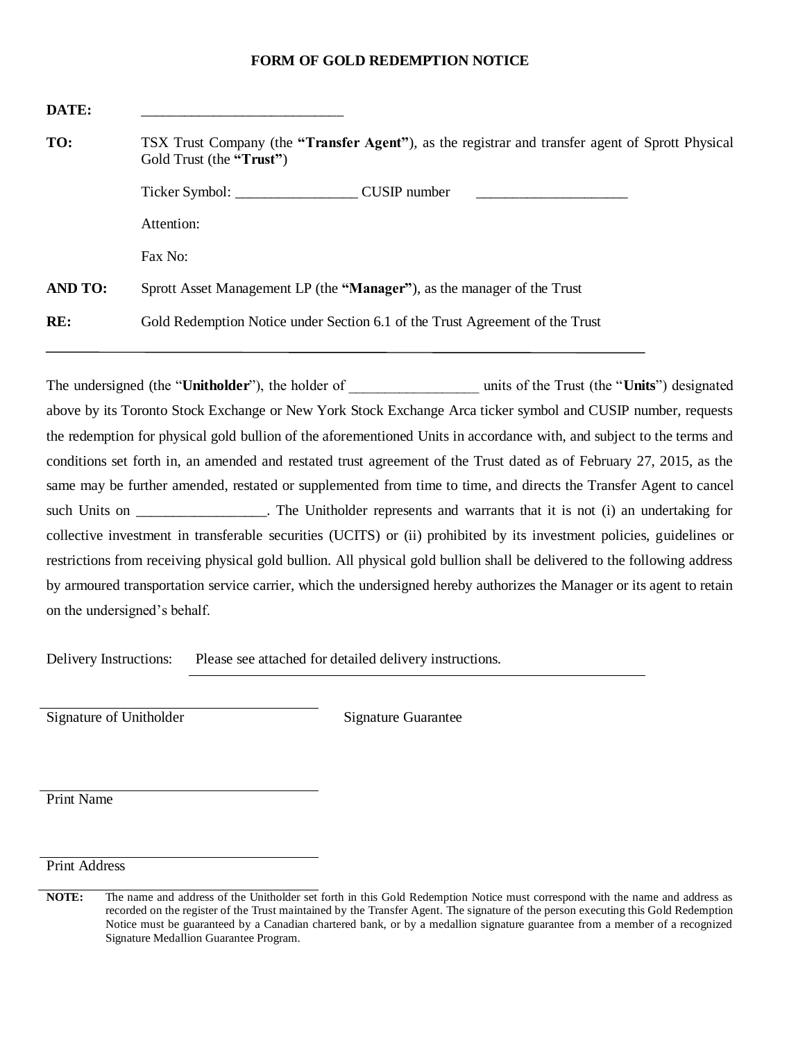# FORM OF GOLD REDEMPTION NOTICE

**DATE:** ____________________________

**TO:** TSX Trust Company (the **"Transfer Agent"**), as the registrar and transfer agent of Sprott Physical Gold Trust (the **"Trust"**)

Ticker Symbol: _________________ CUSIP number _____________________

Attention:

Fax No:

**AND TO:** Sprott Asset Management LP (the **"Manager"**), as the manager of the Trust

**RE:** Gold Redemption Notice under Section 6.1 of the Trust Agreement of the Trust

---

The undersigned (the "**Unitholder**"), the holder of _________________ units of the Trust (the "**Units**") designated above by its Toronto Stock Exchange or New York Stock Exchange Arca ticker symbol and CUSIP number, requests the redemption for physical gold bullion of the aforementioned Units in accordance with, and subject to the terms and conditions set forth in, an amended and restated trust agreement of the Trust dated as of February 27, 2015, as the same may be further amended, restated or supplemented from time to time, and directs the Transfer Agent to cancel such Units on __________________. The Unitholder represents and warrants that it is not (i) an undertaking for collective investment in transferable securities (UCITS) or (ii) prohibited by its investment policies, guidelines or restrictions from receiving physical gold bullion. All physical gold bullion shall be delivered to the following address by armoured transportation service carrier, which the undersigned hereby authorizes the Manager or its agent to retain on the undersigned's behalf.

Delivery Instructions: Please see attached for detailed delivery instructions.

______________________________
Signature of Unitholder

Signature Guarantee

______________________________
Print Name

______________________________
Print Address

**NOTE:** The name and address of the Unitholder set forth in this Gold Redemption Notice must correspond with the name and address as recorded on the register of the Trust maintained by the Transfer Agent. The signature of the person executing this Gold Redemption Notice must be guaranteed by a Canadian chartered bank, or by a medallion signature guarantee from a member of a recognized Signature Medallion Guarantee Program.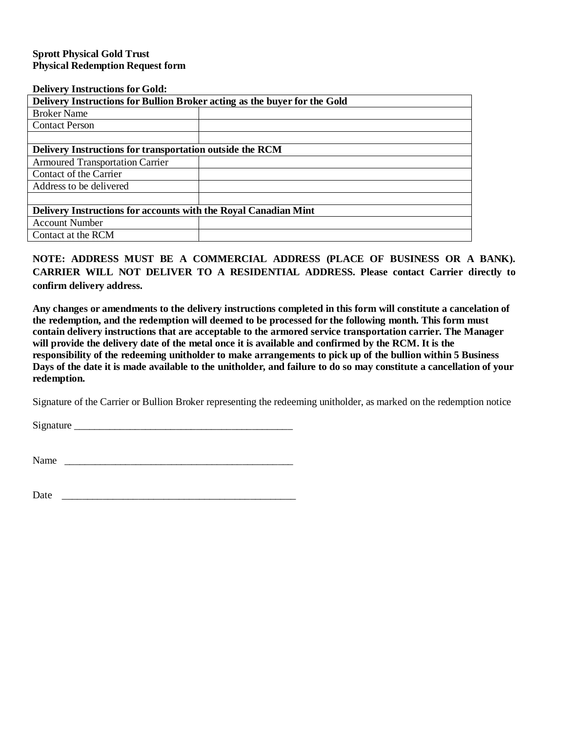**Sprott Physical Gold Trust**
**Physical Redemption Request form**

**Delivery Instructions for Gold:**

| | |
|---|---|
| **Delivery Instructions for Bullion Broker acting as the buyer for the Gold** | |
| Broker Name | |
| Contact Person | |
| | |
| **Delivery Instructions for transportation outside the RCM** | |
| Armoured Transportation Carrier | |
| Contact of the Carrier | |
| Address to be delivered | |
| | |
| **Delivery Instructions for accounts with the Royal Canadian Mint** | |
| Account Number | |
| Contact at the RCM | |

**NOTE: ADDRESS MUST BE A COMMERCIAL ADDRESS (PLACE OF BUSINESS OR A BANK). CARRIER WILL NOT DELIVER TO A RESIDENTIAL ADDRESS. Please contact Carrier directly to confirm delivery address.**

**Any changes or amendments to the delivery instructions completed in this form will constitute a cancelation of the redemption, and the redemption will deemed to be processed for the following month. This form must contain delivery instructions that are acceptable to the armored service transportation carrier. The Manager will provide the delivery date of the metal once it is available and confirmed by the RCM. It is the responsibility of the redeeming unitholder to make arrangements to pick up of the bullion within 5 Business Days of the date it is made available to the unitholder, and failure to do so may constitute a cancellation of your redemption.**

Signature of the Carrier or Bullion Broker representing the redeeming unitholder, as marked on the redemption notice

Signature ____________________________________________

Name ______________________________________________

Date _______________________________________________